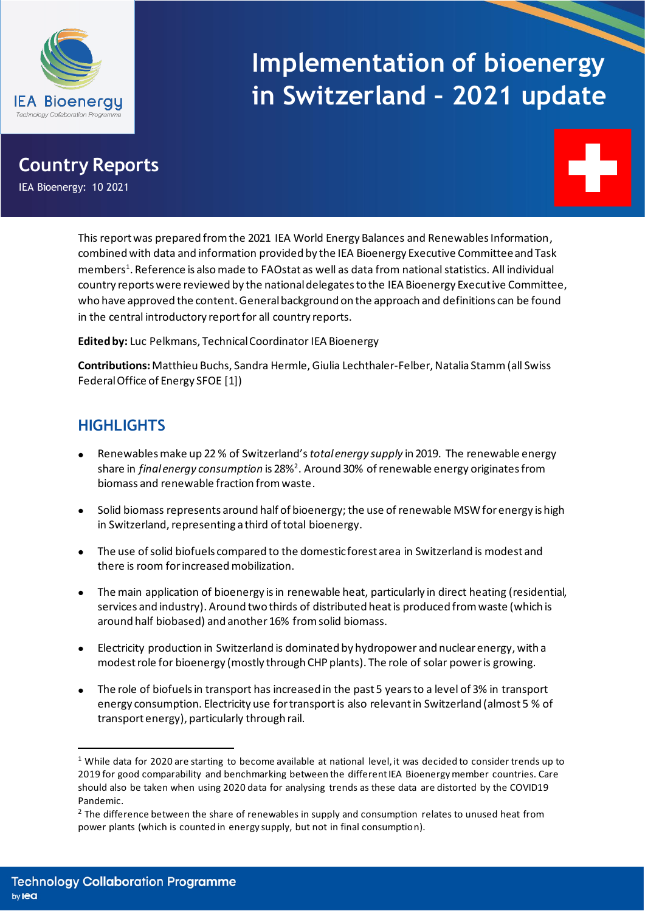IEA Bioenergy
Technology Collaboration Programme

# Implementation of bioenergy in Switzerland – 2021 update

## Country Reports

IEA Bioenergy: 10 2021

This report was prepared from the 2021 IEA World Energy Balances and Renewables Information, combined with data and information provided by the IEA Bioenergy Executive Committee and Task members[1]. Reference is also made to FAOstat as well as data from national statistics. All individual country reports were reviewed by the national delegates to the IEA Bioenergy Executive Committee, who have approved the content. General background on the approach and definitions can be found in the central introductory report for all country reports.

**Edited by:** Luc Pelkmans, Technical Coordinator IEA Bioenergy

**Contributions:** Matthieu Buchs, Sandra Hermle, Giulia Lechthaler-Felber, Natalia Stamm (all Swiss Federal Office of Energy SFOE [1])

## HIGHLIGHTS

- Renewables make up 22 % of Switzerland's *total energy supply* in 2019. The renewable energy share in *final energy consumption* is 28%[2]. Around 30% of renewable energy originates from biomass and renewable fraction from waste.
- Solid biomass represents around half of bioenergy; the use of renewable MSW for energy is high in Switzerland, representing a third of total bioenergy.
- The use of solid biofuels compared to the domestic forest area in Switzerland is modest and there is room for increased mobilization.
- The main application of bioenergy is in renewable heat, particularly in direct heating (residential, services and industry). Around two thirds of distributed heat is produced from waste (which is around half biobased) and another 16% from solid biomass.
- Electricity production in Switzerland is dominated by hydropower and nuclear energy, with a modest role for bioenergy (mostly through CHP plants). The role of solar power is growing.
- The role of biofuels in transport has increased in the past 5 years to a level of 3% in transport energy consumption. Electricity use for transport is also relevant in Switzerland (almost 5 % of transport energy), particularly through rail.

---

[1] While data for 2020 are starting to become available at national level, it was decided to consider trends up to 2019 for good comparability and benchmarking between the different IEA Bioenergy member countries. Care should also be taken when using 2020 data for analysing trends as these data are distorted by the COVID19 Pandemic.

[2] The difference between the share of renewables in supply and consumption relates to unused heat from power plants (which is counted in energy supply, but not in final consumption).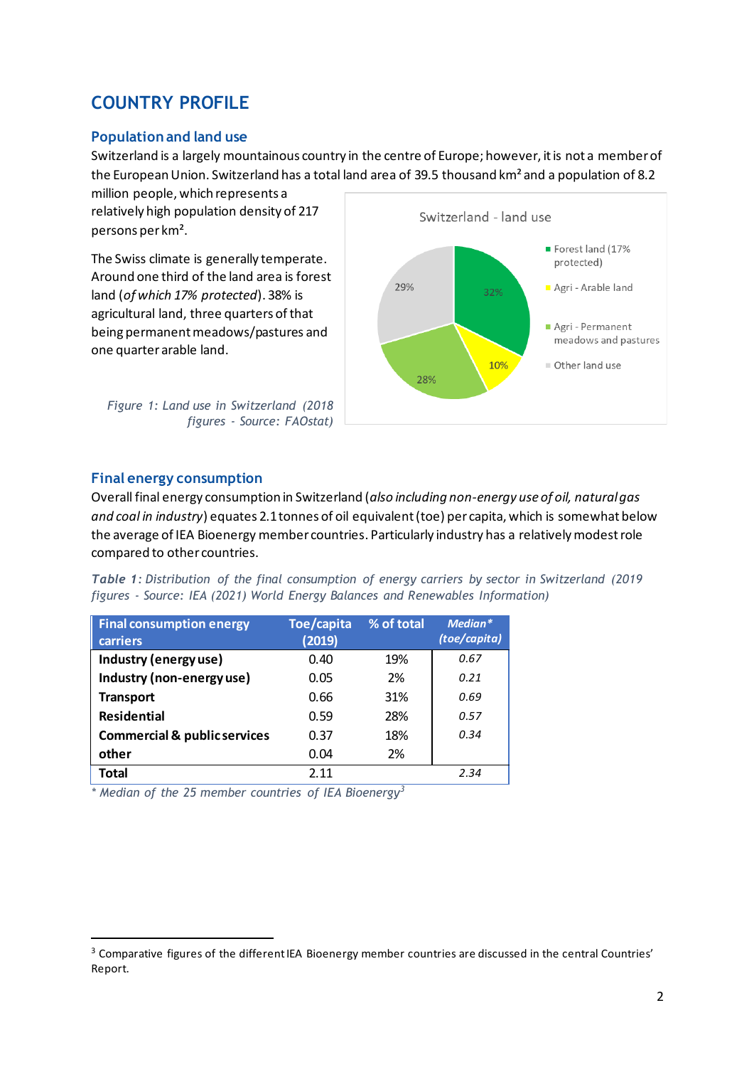# COUNTRY PROFILE

## Population and land use

Switzerland is a largely mountainous country in the centre of Europe; however, it is not a member of the European Union. Switzerland has a total land area of 39.5 thousand km² and a population of 8.2 million people, which represents a relatively high population density of 217 persons per km².

The Swiss climate is generally temperate. Around one third of the land area is forest land (*of which 17% protected*). 38% is agricultural land, three quarters of that being permanent meadows/pastures and one quarter arable land.

Switzerland - land use

Forest land (17% protected)
Agri - Arable land
Agri - Permanent meadows and pastures
Other land use

32%
10%
28%
29%

*Figure 1: Land use in Switzerland (2018 figures - Source: FAOstat)*

## Final energy consumption

Overall final energy consumption in Switzerland (*also including non-energy use of oil, natural gas and coal in industry*) equates 2.1 tonnes of oil equivalent (toe) per capita, which is somewhat below the average of IEA Bioenergy member countries. Particularly industry has a relatively modest role compared to other countries.

*Table 1: Distribution of the final consumption of energy carriers by sector in Switzerland (2019 figures - Source: IEA (2021) World Energy Balances and Renewables Information)*

| Final consumption energy carriers | Toe/capita (2019) | % of total | *Median\* (toe/capita)* |
|---|---|---|---|
| **Industry (energy use)** | 0.40 | 19% | *0.67* |
| **Industry (non-energy use)** | 0.05 | 2% | *0.21* |
| **Transport** | 0.66 | 31% | *0.69* |
| **Residential** | 0.59 | 28% | *0.57* |
| **Commercial & public services** | 0.37 | 18% | *0.34* |
| **other** | 0.04 | 2% | |
| **Total** | 2.11 | | *2.34* |

*\* Median of the 25 member countries of IEA Bioenergy[3]*

[3] Comparative figures of the different IEA Bioenergy member countries are discussed in the central Countries' Report.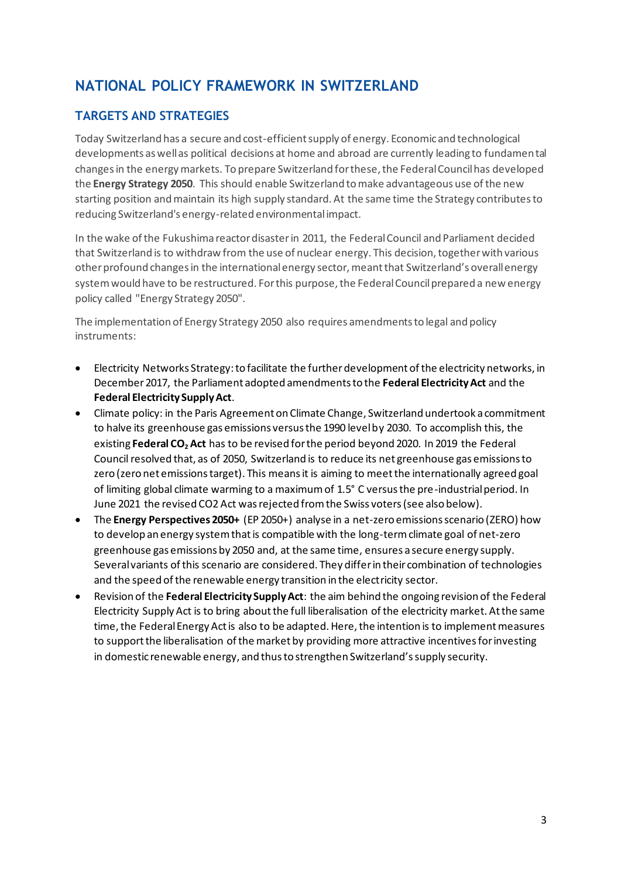# NATIONAL POLICY FRAMEWORK IN SWITZERLAND

## TARGETS AND STRATEGIES

Today Switzerland has a secure and cost-efficient supply of energy. Economic and technological developments as well as political decisions at home and abroad are currently leading to fundamental changes in the energy markets. To prepare Switzerland for these, the Federal Council has developed the **Energy Strategy 2050**. This should enable Switzerland to make advantageous use of the new starting position and maintain its high supply standard. At the same time the Strategy contributes to reducing Switzerland's energy-related environmental impact.

In the wake of the Fukushima reactor disaster in 2011, the Federal Council and Parliament decided that Switzerland is to withdraw from the use of nuclear energy. This decision, together with various other profound changes in the international energy sector, meant that Switzerland's overall energy system would have to be restructured. For this purpose, the Federal Council prepared a new energy policy called "Energy Strategy 2050".

The implementation of Energy Strategy 2050 also requires amendments to legal and policy instruments:

- Electricity Networks Strategy: to facilitate the further development of the electricity networks, in December 2017, the Parliament adopted amendments to the **Federal Electricity Act** and the **Federal Electricity Supply Act**.
- Climate policy: in the Paris Agreement on Climate Change, Switzerland undertook a commitment to halve its greenhouse gas emissions versus the 1990 level by 2030. To accomplish this, the existing **Federal $CO_2$ Act** has to be revised for the period beyond 2020. In 2019 the Federal Council resolved that, as of 2050, Switzerland is to reduce its net greenhouse gas emissions to zero (zero net emissions target). This means it is aiming to meet the internationally agreed goal of limiting global climate warming to a maximum of 1.5° C versus the pre-industrial period. In June 2021 the revised CO2 Act was rejected from the Swiss voters (see also below).
- The **Energy Perspectives 2050+** (EP 2050+) analyse in a net-zero emissions scenario (ZERO) how to develop an energy system that is compatible with the long-term climate goal of net-zero greenhouse gas emissions by 2050 and, at the same time, ensures a secure energy supply. Several variants of this scenario are considered. They differ in their combination of technologies and the speed of the renewable energy transition in the electricity sector.
- Revision of the **Federal Electricity Supply Act**: the aim behind the ongoing revision of the Federal Electricity Supply Act is to bring about the full liberalisation of the electricity market. At the same time, the Federal Energy Act is also to be adapted. Here, the intention is to implement measures to support the liberalisation of the market by providing more attractive incentives for investing in domestic renewable energy, and thus to strengthen Switzerland's supply security.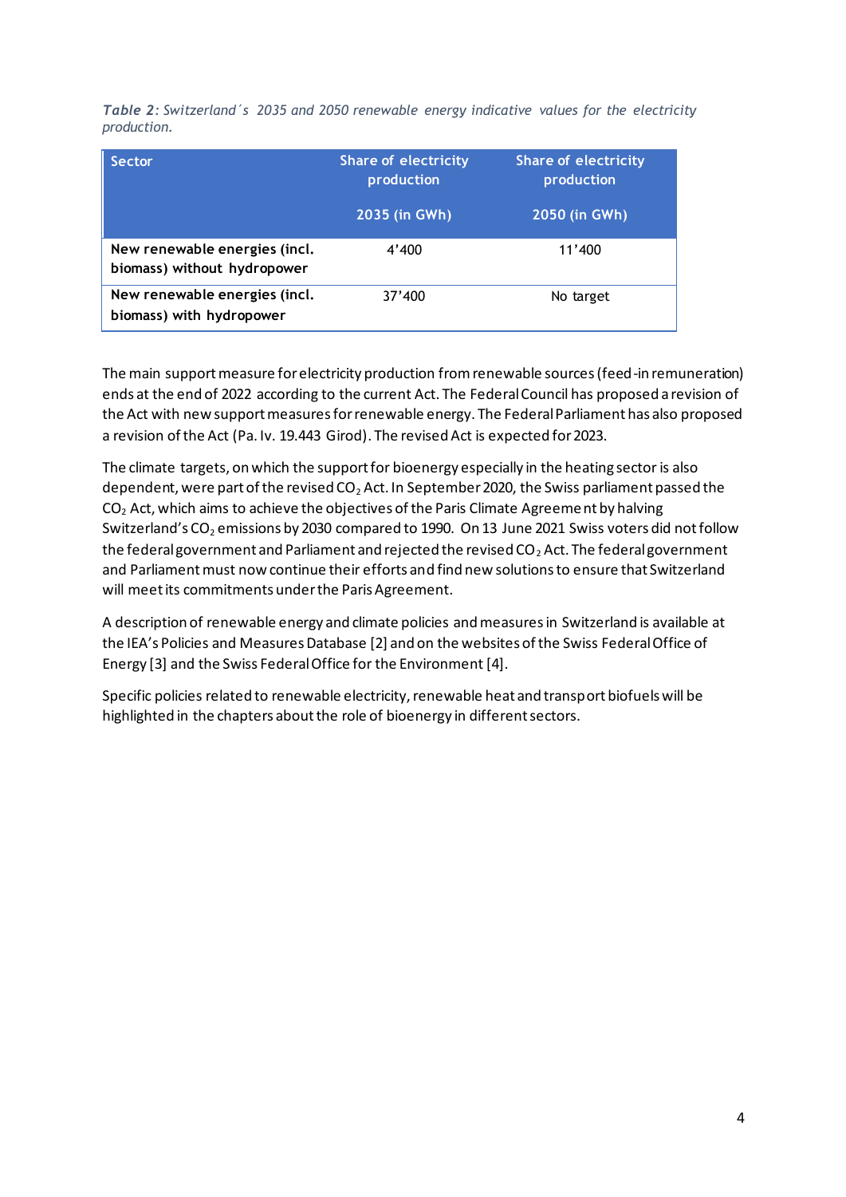*Table 2: Switzerland´s 2035 and 2050 renewable energy indicative values for the electricity production.*

| Sector | Share of electricity production<br><br>2035 (in GWh) | Share of electricity production<br><br>2050 (in GWh) |
|---|---|---|
| **New renewable energies (incl. biomass) without hydropower** | 4'400 | 11'400 |
| **New renewable energies (incl. biomass) with hydropower** | 37'400 | No target |

The main support measure for electricity production from renewable sources (feed-in remuneration) ends at the end of 2022 according to the current Act. The Federal Council has proposed a revision of the Act with new support measures for renewable energy. The Federal Parliament has also proposed a revision of the Act (Pa. Iv. 19.443 Girod). The revised Act is expected for 2023.

The climate targets, on which the support for bioenergy especially in the heating sector is also dependent, were part of the revised $CO_2$ Act. In September 2020, the Swiss parliament passed the $CO_2$ Act, which aims to achieve the objectives of the Paris Climate Agreement by halving Switzerland's $CO_2$ emissions by 2030 compared to 1990. On 13 June 2021 Swiss voters did not follow the federal government and Parliament and rejected the revised $CO_2$ Act. The federal government and Parliament must now continue their efforts and find new solutions to ensure that Switzerland will meet its commitments under the Paris Agreement.

A description of renewable energy and climate policies and measures in Switzerland is available at the IEA's Policies and Measures Database [2] and on the websites of the Swiss Federal Office of Energy [3] and the Swiss Federal Office for the Environment [4].

Specific policies related to renewable electricity, renewable heat and transport biofuels will be highlighted in the chapters about the role of bioenergy in different sectors.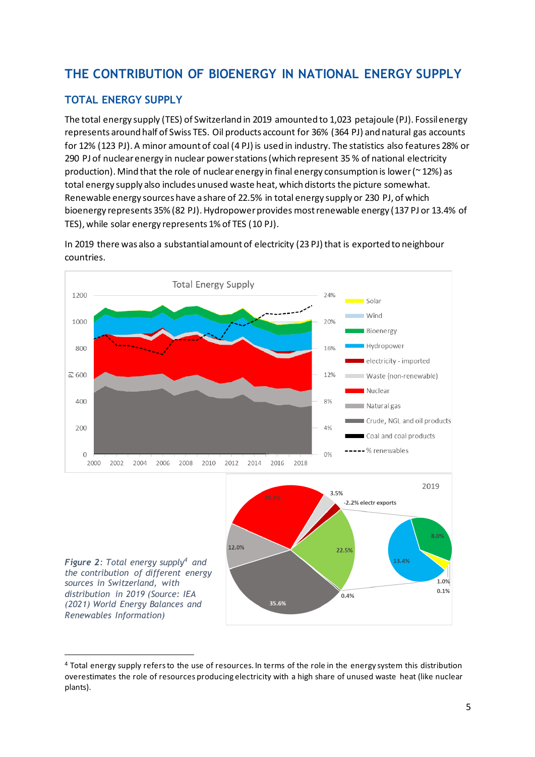# THE CONTRIBUTION OF BIOENERGY IN NATIONAL ENERGY SUPPLY

## TOTAL ENERGY SUPPLY

The total energy supply (TES) of Switzerland in 2019 amounted to 1,023 petajoule (PJ). Fossil energy represents around half of Swiss TES. Oil products account for 36% (364 PJ) and natural gas accounts for 12% (123 PJ). A minor amount of coal (4 PJ) is used in industry. The statistics also features 28% or 290 PJ of nuclear energy in nuclear power stations (which represent 35 % of national electricity production). Mind that the role of nuclear energy in final energy consumption is lower (~ 12%) as total energy supply also includes unused waste heat, which distorts the picture somewhat. Renewable energy sources have a share of 22.5% in total energy supply or 230 PJ, of which bioenergy represents 35% (82 PJ). Hydropower provides most renewable energy (137 PJ or 13.4% of TES), while solar energy represents 1% of TES (10 PJ).

In 2019 there was also a substantial amount of electricity (23 PJ) that is exported to neighbour countries.

Total Energy Supply

PJ

0
200
400
600
800
1000
1200

0%
4%
8%
12%
16%
20%
24%

2000 2002 2004 2006 2008 2010 2012 2014 2016 2018

Solar
Wind
Bioenergy
Hydropower
electricity - imported
Waste (non-renewable)
Nuclear
Natural gas
Crude, NGL and oil products
Coal and coal products
% renewables

2019

28.3%
3.5%
-2.2% electr exports
22.5%
12.0%
35.6%
0.4%
8.0%
13.4%
1.0%
0.1%

*Figure 2: Total energy supply[4] and the contribution of different energy sources in Switzerland, with distribution in 2019 (Source: IEA (2021) World Energy Balances and Renewables Information)*

[4] Total energy supply refers to the use of resources. In terms of the role in the energy system this distribution overestimates the role of resources producing electricity with a high share of unused waste heat (like nuclear plants).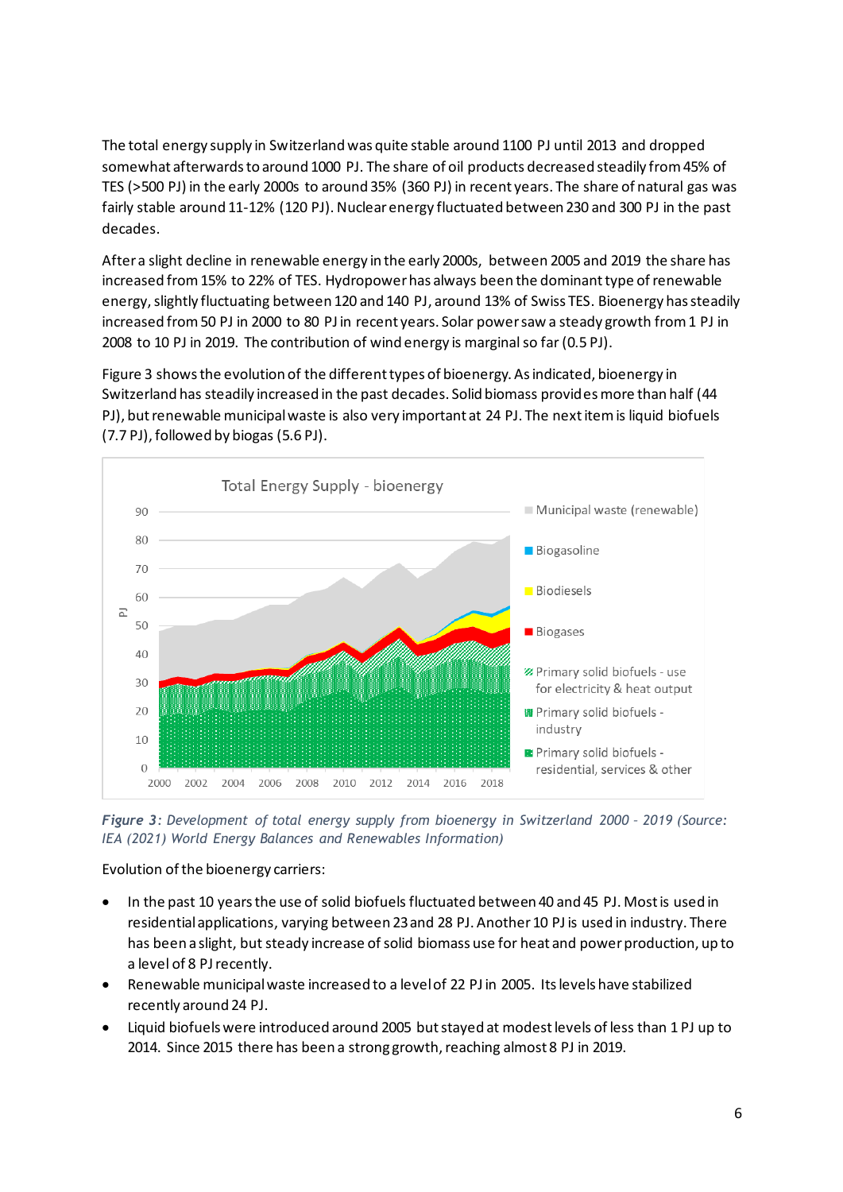The total energy supply in Switzerland was quite stable around 1100 PJ until 2013 and dropped somewhat afterwards to around 1000 PJ. The share of oil products decreased steadily from 45% of TES (>500 PJ) in the early 2000s to around 35% (360 PJ) in recent years. The share of natural gas was fairly stable around 11-12% (120 PJ). Nuclear energy fluctuated between 230 and 300 PJ in the past decades.

After a slight decline in renewable energy in the early 2000s, between 2005 and 2019 the share has increased from 15% to 22% of TES. Hydropower has always been the dominant type of renewable energy, slightly fluctuating between 120 and 140 PJ, around 13% of Swiss TES. Bioenergy has steadily increased from 50 PJ in 2000 to 80 PJ in recent years. Solar power saw a steady growth from 1 PJ in 2008 to 10 PJ in 2019. The contribution of wind energy is marginal so far (0.5 PJ).

Figure 3 shows the evolution of the different types of bioenergy. As indicated, bioenergy in Switzerland has steadily increased in the past decades. Solid biomass provides more than half (44 PJ), but renewable municipal waste is also very important at 24 PJ. The next item is liquid biofuels (7.7 PJ), followed by biogas (5.6 PJ).

Total Energy Supply - bioenergy

PJ

0
10
20
30
40
50
60
70
80
90

2000 2002 2004 2006 2008 2010 2012 2014 2016 2018

Municipal waste (renewable)
Biogasoline
Biodiesels
Biogases
Primary solid biofuels - use for electricity & heat output
Primary solid biofuels - industry
Primary solid biofuels - residential, services & other

*Figure 3: Development of total energy supply from bioenergy in Switzerland 2000 - 2019 (Source: IEA (2021) World Energy Balances and Renewables Information)*

Evolution of the bioenergy carriers:

- In the past 10 years the use of solid biofuels fluctuated between 40 and 45 PJ. Most is used in residential applications, varying between 23 and 28 PJ. Another 10 PJ is used in industry. There has been a slight, but steady increase of solid biomass use for heat and power production, up to a level of 8 PJ recently.
- Renewable municipal waste increased to a level of 22 PJ in 2005. Its levels have stabilized recently around 24 PJ.
- Liquid biofuels were introduced around 2005 but stayed at modest levels of less than 1 PJ up to 2014. Since 2015 there has been a strong growth, reaching almost 8 PJ in 2019.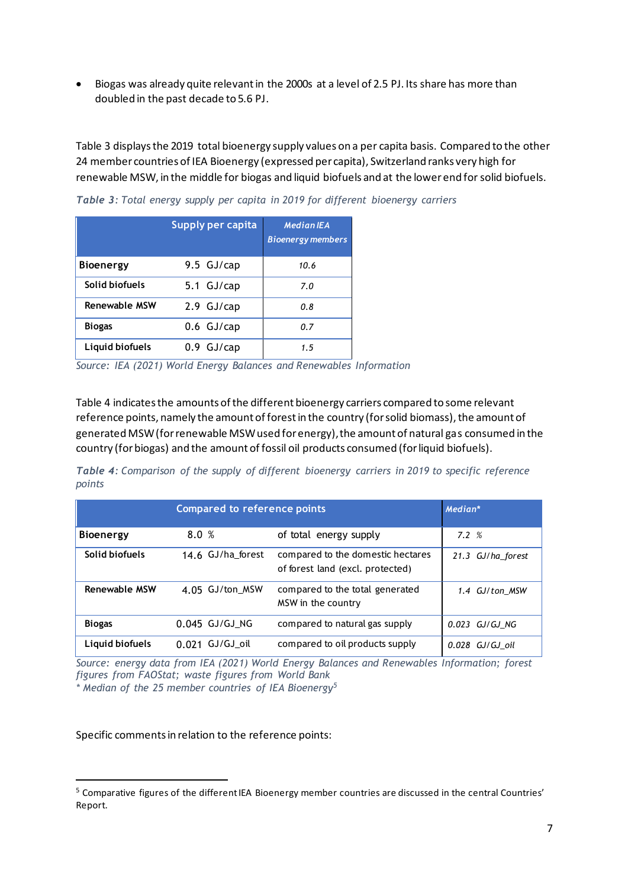- Biogas was already quite relevant in the 2000s at a level of 2.5 PJ. Its share has more than doubled in the past decade to 5.6 PJ.

Table 3 displays the 2019 total bioenergy supply values on a per capita basis. Compared to the other 24 member countries of IEA Bioenergy (expressed per capita), Switzerland ranks very high for renewable MSW, in the middle for biogas and liquid biofuels and at the lower end for solid biofuels.

***Table 3**: Total energy supply per capita in 2019 for different bioenergy carriers*

| | Supply per capita | *Median IEA Bioenergy members* |
|---|---|---|
| **Bioenergy** | 9.5 GJ/cap | *10.6* |
| **Solid biofuels** | 5.1 GJ/cap | *7.0* |
| **Renewable MSW** | 2.9 GJ/cap | *0.8* |
| **Biogas** | 0.6 GJ/cap | *0.7* |
| **Liquid biofuels** | 0.9 GJ/cap | *1.5* |

*Source: IEA (2021) World Energy Balances and Renewables Information*

Table 4 indicates the amounts of the different bioenergy carriers compared to some relevant reference points, namely the amount of forest in the country (for solid biomass), the amount of generated MSW (for renewable MSW used for energy), the amount of natural gas consumed in the country (for biogas) and the amount of fossil oil products consumed (for liquid biofuels).

***Table 4**: Comparison of the supply of different bioenergy carriers in 2019 to specific reference points*

| | Compared to reference points | | *Median\** |
|---|---|---|---|
| **Bioenergy** | 8.0 % | of total energy supply | *7.2 %* |
| **Solid biofuels** | 14.6 GJ/ha_forest | compared to the domestic hectares of forest land (excl. protected) | *21.3 GJ/ha_forest* |
| **Renewable MSW** | 4.05 GJ/ton_MSW | compared to the total generated MSW in the country | *1.4 GJ/ton_MSW* |
| **Biogas** | 0.045 GJ/GJ_NG | compared to natural gas supply | *0.023 GJ/GJ_NG* |
| **Liquid biofuels** | 0.021 GJ/GJ_oil | compared to oil products supply | *0.028 GJ/GJ_oil* |

*Source: energy data from IEA (2021) World Energy Balances and Renewables Information; forest figures from FAOStat; waste figures from World Bank*
*\* Median of the 25 member countries of IEA Bioenergy[5]*

Specific comments in relation to the reference points:

[5] Comparative figures of the different IEA Bioenergy member countries are discussed in the central Countries' Report.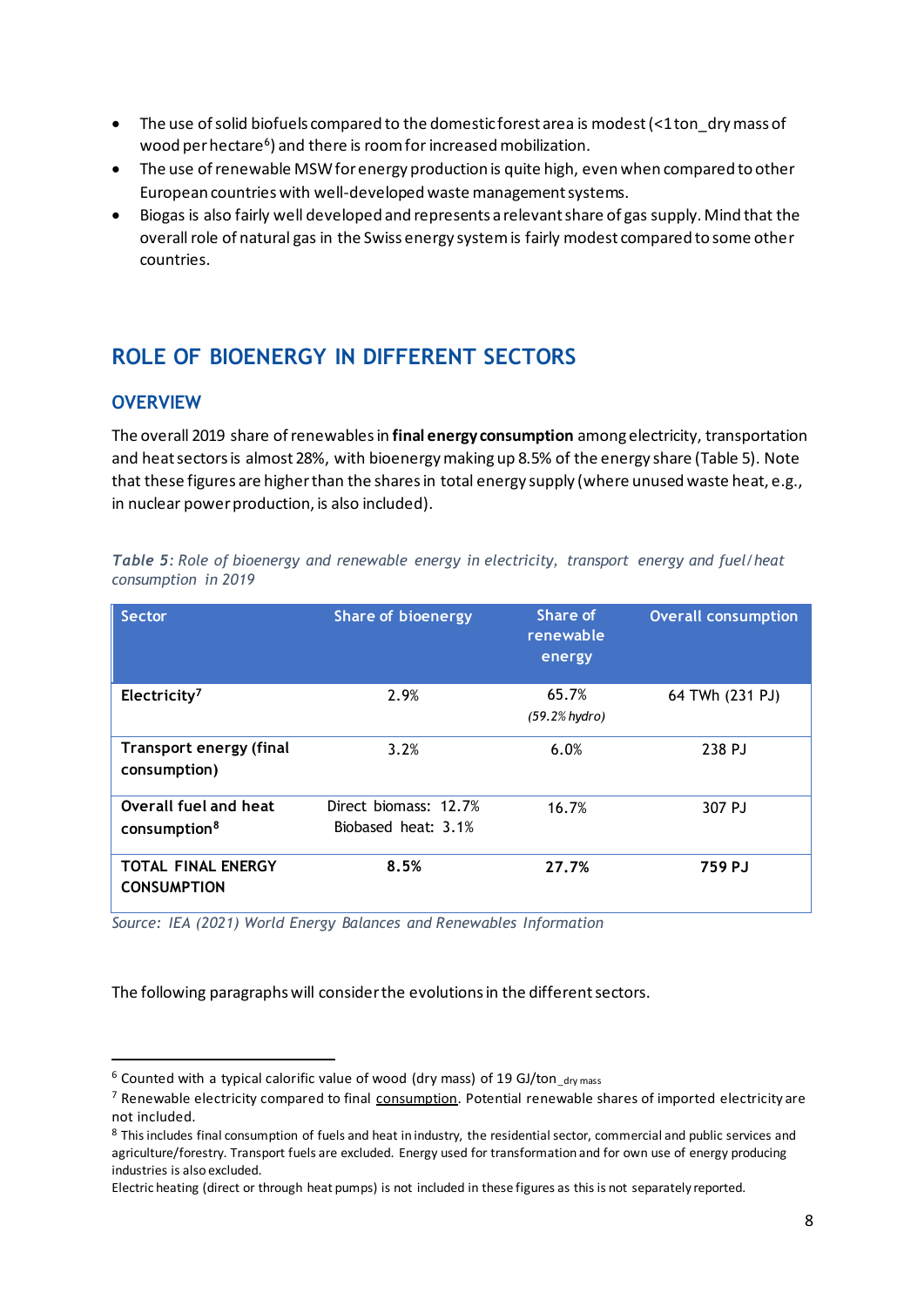- The use of solid biofuels compared to the domestic forest area is modest (<1 ton_dry mass of wood per hectare[6]) and there is room for increased mobilization.
- The use of renewable MSW for energy production is quite high, even when compared to other European countries with well-developed waste management systems.
- Biogas is also fairly well developed and represents a relevant share of gas supply. Mind that the overall role of natural gas in the Swiss energy system is fairly modest compared to some other countries.

# ROLE OF BIOENERGY IN DIFFERENT SECTORS

## OVERVIEW

The overall 2019 share of renewables in **final energy consumption** among electricity, transportation and heat sectors is almost 28%, with bioenergy making up 8.5% of the energy share (Table 5). Note that these figures are higher than the shares in total energy supply (where unused waste heat, e.g., in nuclear power production, is also included).

***Table 5****: Role of bioenergy and renewable energy in electricity, transport energy and fuel/heat consumption in 2019*

| Sector | Share of bioenergy | Share of renewable energy | Overall consumption |
|---|---|---|---|
| **Electricity[7]** | 2.9% | 65.7% *(59.2% hydro)* | 64 TWh (231 PJ) |
| **Transport energy (final consumption)** | 3.2% | 6.0% | 238 PJ |
| **Overall fuel and heat consumption[8]** | Direct biomass: 12.7% Biobased heat: 3.1% | 16.7% | 307 PJ |
| **TOTAL FINAL ENERGY CONSUMPTION** | **8.5%** | **27.7%** | **759 PJ** |

*Source: IEA (2021) World Energy Balances and Renewables Information*

The following paragraphs will consider the evolutions in the different sectors.

[6] Counted with a typical calorific value of wood (dry mass) of 19 GJ/ton_dry mass

[7] Renewable electricity compared to final consumption. Potential renewable shares of imported electricity are not included.

[8] This includes final consumption of fuels and heat in industry, the residential sector, commercial and public services and agriculture/forestry. Transport fuels are excluded. Energy used for transformation and for own use of energy producing industries is also excluded.
Electric heating (direct or through heat pumps) is not included in these figures as this is not separately reported.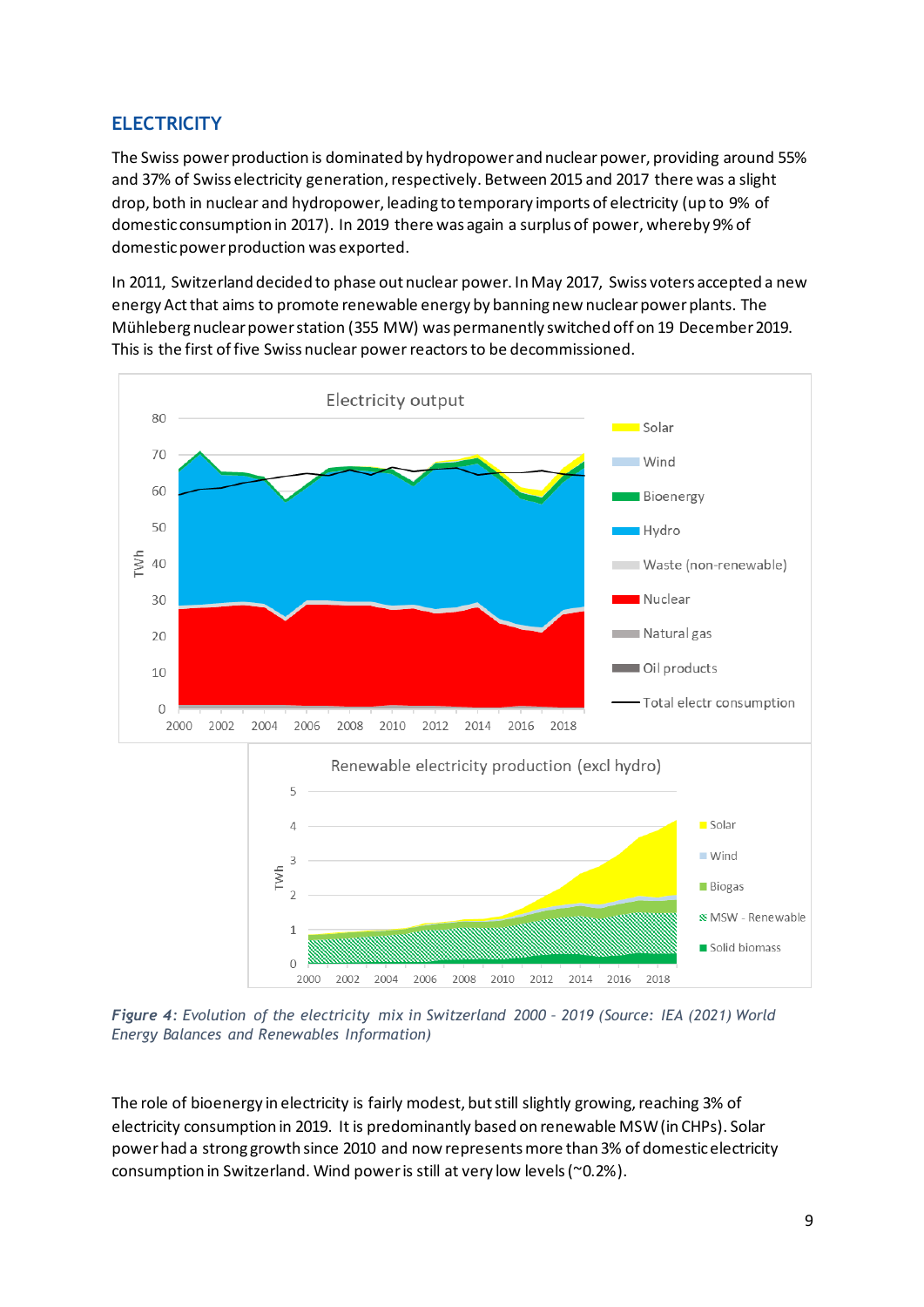## ELECTRICITY

The Swiss power production is dominated by hydropower and nuclear power, providing around 55% and 37% of Swiss electricity generation, respectively. Between 2015 and 2017 there was a slight drop, both in nuclear and hydropower, leading to temporary imports of electricity (up to 9% of domestic consumption in 2017). In 2019 there was again a surplus of power, whereby 9% of domestic power production was exported.

In 2011, Switzerland decided to phase out nuclear power. In May 2017, Swiss voters accepted a new energy Act that aims to promote renewable energy by banning new nuclear power plants. The Mühleberg nuclear power station (355 MW) was permanently switched off on 19 December 2019. This is the first of five Swiss nuclear power reactors to be decommissioned.

Electricity output

TWh

80
70
60
50
40
30
20
10
0

2000 2002 2004 2006 2008 2010 2012 2014 2016 2018

Solar
Wind
Bioenergy
Hydro
Waste (non-renewable)
Nuclear
Natural gas
Oil products
Total electr consumption

Renewable electricity production (excl hydro)

TWh

5
4
3
2
1
0

2000 2002 2004 2006 2008 2010 2012 2014 2016 2018

Solar
Wind
Biogas
MSW - Renewable
Solid biomass

*Figure 4: Evolution of the electricity mix in Switzerland 2000 - 2019 (Source: IEA (2021) World Energy Balances and Renewables Information)*

The role of bioenergy in electricity is fairly modest, but still slightly growing, reaching 3% of electricity consumption in 2019. It is predominantly based on renewable MSW (in CHPs). Solar power had a strong growth since 2010 and now represents more than 3% of domestic electricity consumption in Switzerland. Wind power is still at very low levels (~0.2%).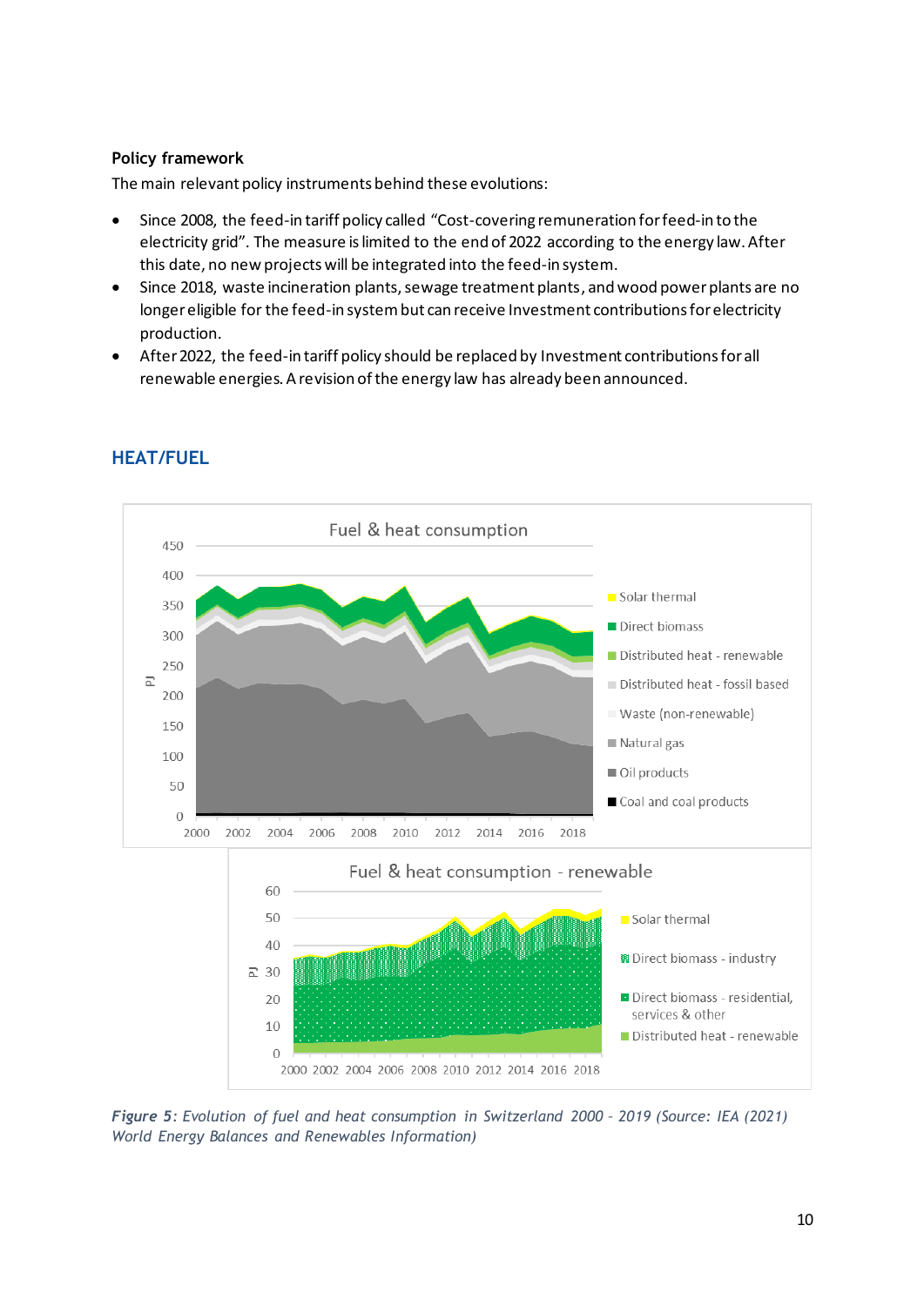**Policy framework**

The main relevant policy instruments behind these evolutions:

- Since 2008, the feed-in tariff policy called "Cost-covering remuneration for feed-in to the electricity grid". The measure is limited to the end of 2022 according to the energy law. After this date, no new projects will be integrated into the feed-in system.
- Since 2018, waste incineration plants, sewage treatment plants, and wood power plants are no longer eligible for the feed-in system but can receive Investment contributions for electricity production.
- After 2022, the feed-in tariff policy should be replaced by Investment contributions for all renewable energies. A revision of the energy law has already been announced.

## HEAT/FUEL

Fuel & heat consumption

PJ

0
50
100
150
200
250
300
350
400
450

2000 2002 2004 2006 2008 2010 2012 2014 2016 2018

Solar thermal
Direct biomass
Distributed heat - renewable
Distributed heat - fossil based
Waste (non-renewable)
Natural gas
Oil products
Coal and coal products

Fuel & heat consumption - renewable

PJ

0
10
20
30
40
50
60

2000 2002 2004 2006 2008 2010 2012 2014 2016 2018

Solar thermal
Direct biomass - industry
Direct biomass - residential, services & other
Distributed heat - renewable

*Figure 5: Evolution of fuel and heat consumption in Switzerland 2000 - 2019 (Source: IEA (2021) World Energy Balances and Renewables Information)*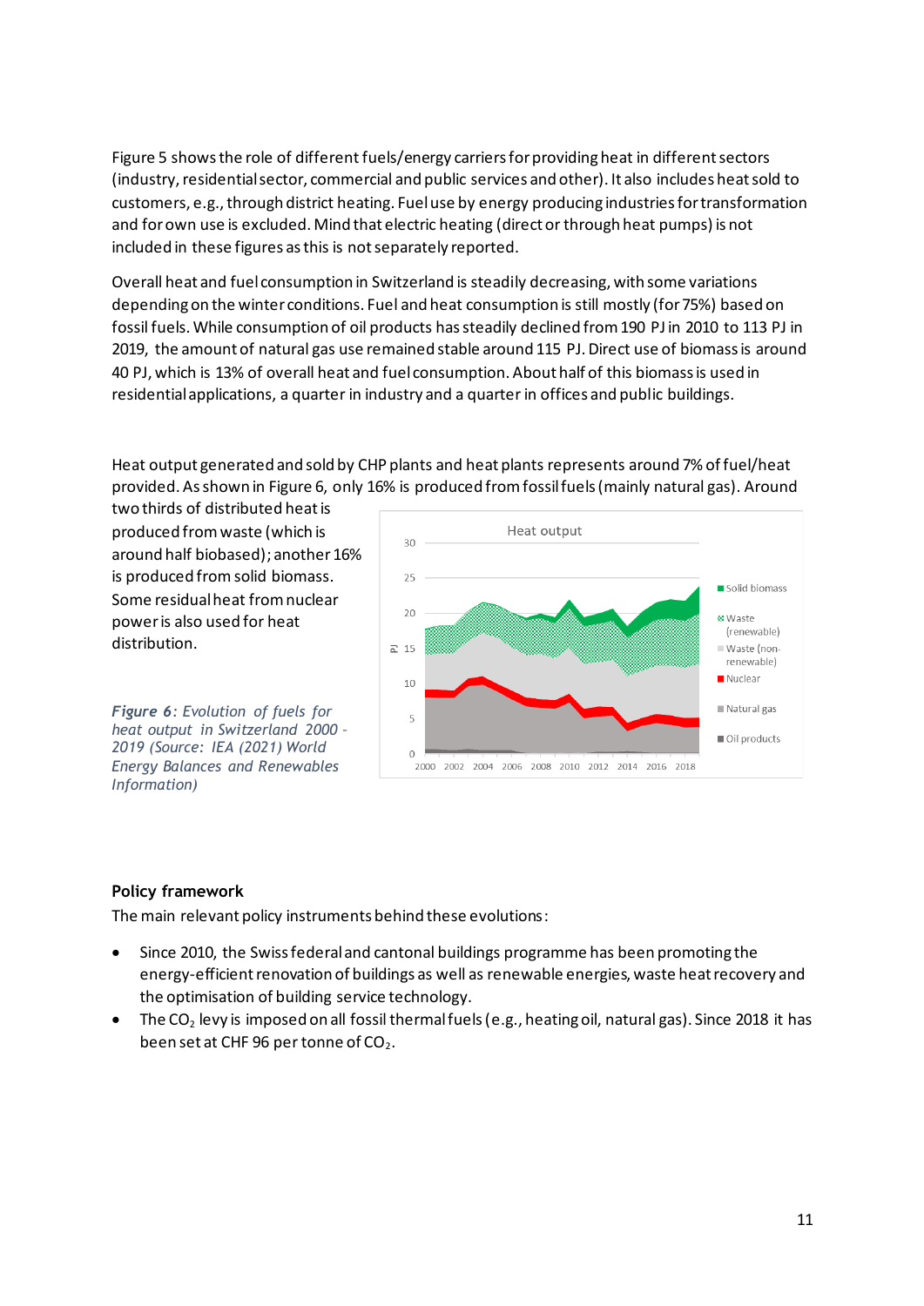Figure 5 shows the role of different fuels/energy carriers for providing heat in different sectors (industry, residential sector, commercial and public services and other). It also includes heat sold to customers, e.g., through district heating. Fuel use by energy producing industries for transformation and for own use is excluded. Mind that electric heating (direct or through heat pumps) is not included in these figures as this is not separately reported.

Overall heat and fuel consumption in Switzerland is steadily decreasing, with some variations depending on the winter conditions. Fuel and heat consumption is still mostly (for 75%) based on fossil fuels. While consumption of oil products has steadily declined from 190 PJ in 2010 to 113 PJ in 2019, the amount of natural gas use remained stable around 115 PJ. Direct use of biomass is around 40 PJ, which is 13% of overall heat and fuel consumption. About half of this biomass is used in residential applications, a quarter in industry and a quarter in offices and public buildings.

Heat output generated and sold by CHP plants and heat plants represents around 7% of fuel/heat provided. As shown in Figure 6, only 16% is produced from fossil fuels (mainly natural gas). Around two thirds of distributed heat is produced from waste (which is around half biobased); another 16% is produced from solid biomass. Some residual heat from nuclear power is also used for heat distribution.

Heat output

PJ

30
25
20
15
10
5
0

2000 2002 2004 2006 2008 2010 2012 2014 2016 2018

Solid biomass
Waste (renewable)
Waste (non-renewable)
Nuclear
Natural gas
Oil products

*Figure 6: Evolution of fuels for heat output in Switzerland 2000 - 2019 (Source: IEA (2021) World Energy Balances and Renewables Information)*

## Policy framework

The main relevant policy instruments behind these evolutions:

- Since 2010, the Swiss federal and cantonal buildings programme has been promoting the energy-efficient renovation of buildings as well as renewable energies, waste heat recovery and the optimisation of building service technology.
- The $CO_2$ levy is imposed on all fossil thermal fuels (e.g., heating oil, natural gas). Since 2018 it has been set at CHF 96 per tonne of $CO_2$.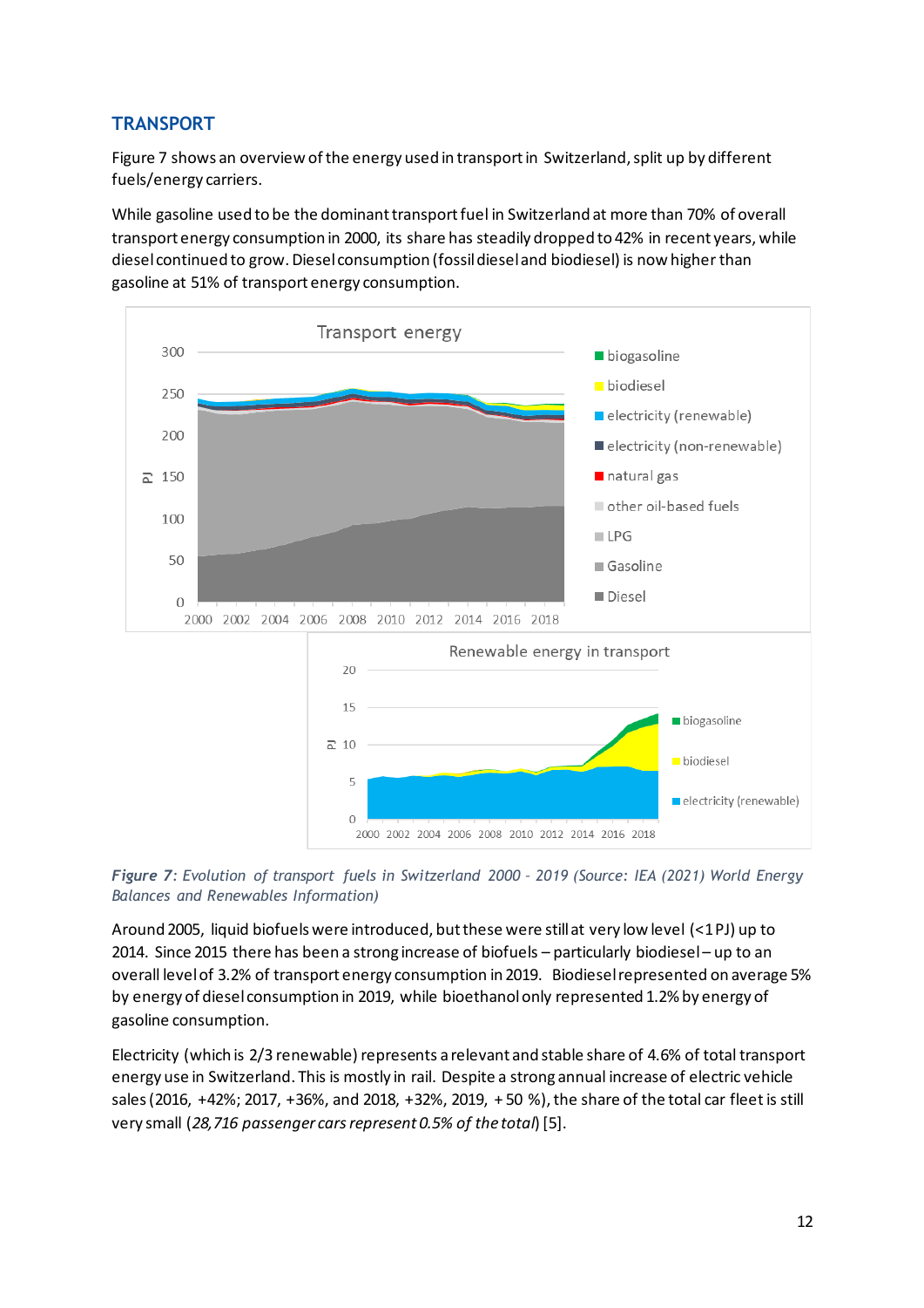## TRANSPORT

Figure 7 shows an overview of the energy used in transport in Switzerland, split up by different fuels/energy carriers.

While gasoline used to be the dominant transport fuel in Switzerland at more than 70% of overall transport energy consumption in 2000, its share has steadily dropped to 42% in recent years, while diesel continued to grow. Diesel consumption (fossil diesel and biodiesel) is now higher than gasoline at 51% of transport energy consumption.

Transport energy

PJ

300
250
200
150
100
50
0

2000 2002 2004 2006 2008 2010 2012 2014 2016 2018

biogasoline
biodiesel
electricity (renewable)
electricity (non-renewable)
natural gas
other oil-based fuels
LPG
Gasoline
Diesel

Renewable energy in transport

PJ

20
15
10
5
0

2000 2002 2004 2006 2008 2010 2012 2014 2016 2018

biogasoline
biodiesel
electricity (renewable)

*Figure 7: Evolution of transport fuels in Switzerland 2000 - 2019 (Source: IEA (2021) World Energy Balances and Renewables Information)*

Around 2005, liquid biofuels were introduced, but these were still at very low level (<1 PJ) up to 2014. Since 2015 there has been a strong increase of biofuels – particularly biodiesel – up to an overall level of 3.2% of transport energy consumption in 2019. Biodiesel represented on average 5% by energy of diesel consumption in 2019, while bioethanol only represented 1.2% by energy of gasoline consumption.

Electricity (which is 2/3 renewable) represents a relevant and stable share of 4.6% of total transport energy use in Switzerland. This is mostly in rail. Despite a strong annual increase of electric vehicle sales (2016, +42%; 2017, +36%, and 2018, +32%, 2019, + 50 %), the share of the total car fleet is still very small (*28,716 passenger cars represent 0.5% of the total*) [5].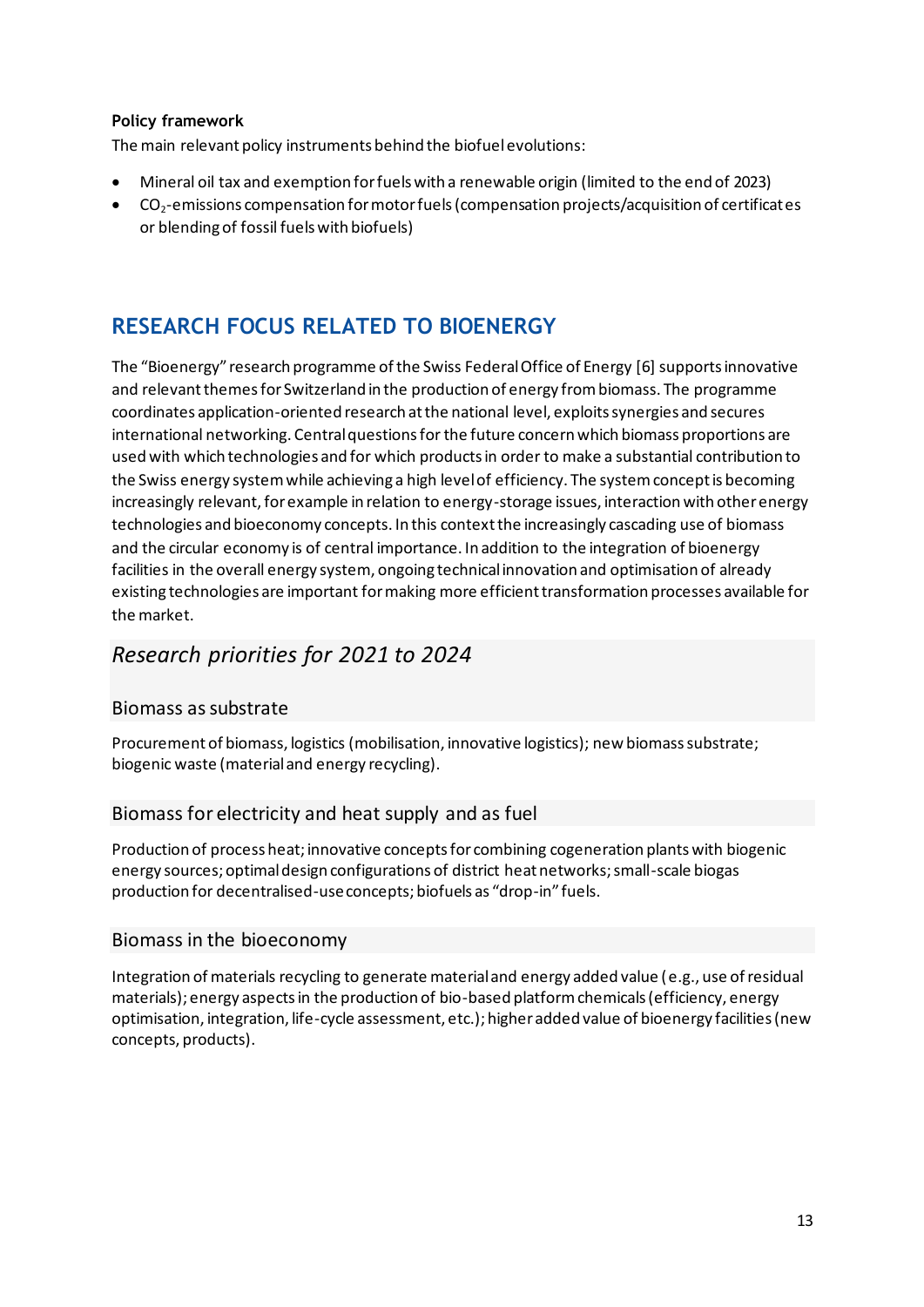**Policy framework**

The main relevant policy instruments behind the biofuel evolutions:

- Mineral oil tax and exemption for fuels with a renewable origin (limited to the end of 2023)
- $CO_2$-emissions compensation for motor fuels (compensation projects/acquisition of certificates or blending of fossil fuels with biofuels)

## RESEARCH FOCUS RELATED TO BIOENERGY

The “Bioenergy” research programme of the Swiss Federal Office of Energy [6] supports innovative and relevant themes for Switzerland in the production of energy from biomass. The programme coordinates application-oriented research at the national level, exploits synergies and secures international networking. Central questions for the future concern which biomass proportions are used with which technologies and for which products in order to make a substantial contribution to the Swiss energy system while achieving a high level of efficiency. The system concept is becoming increasingly relevant, for example in relation to energy-storage issues, interaction with other energy technologies and bioeconomy concepts. In this context the increasingly cascading use of biomass and the circular economy is of central importance. In addition to the integration of bioenergy facilities in the overall energy system, ongoing technical innovation and optimisation of already existing technologies are important for making more efficient transformation processes available for the market.

### *Research priorities for 2021 to 2024*

#### Biomass as substrate

Procurement of biomass, logistics (mobilisation, innovative logistics); new biomass substrate; biogenic waste (material and energy recycling).

#### Biomass for electricity and heat supply and as fuel

Production of process heat; innovative concepts for combining cogeneration plants with biogenic energy sources; optimal design configurations of district heat networks; small-scale biogas production for decentralised-use concepts; biofuels as “drop-in” fuels.

#### Biomass in the bioeconomy

Integration of materials recycling to generate material and energy added value (e.g., use of residual materials); energy aspects in the production of bio-based platform chemicals (efficiency, energy optimisation, integration, life-cycle assessment, etc.); higher added value of bioenergy facilities (new concepts, products).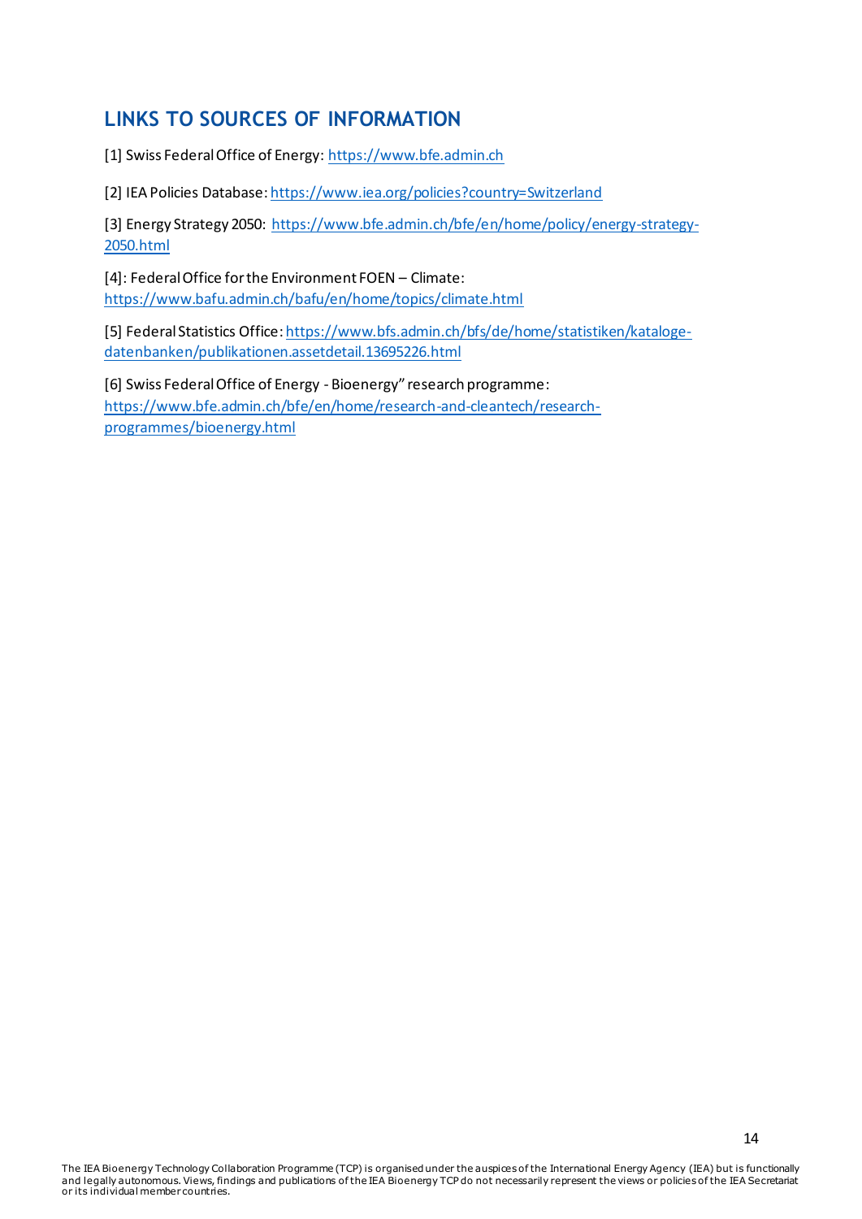## LINKS TO SOURCES OF INFORMATION

[1] Swiss Federal Office of Energy: https://www.bfe.admin.ch

[2] IEA Policies Database: https://www.iea.org/policies?country=Switzerland

[3] Energy Strategy 2050: https://www.bfe.admin.ch/bfe/en/home/policy/energy-strategy-2050.html

[4]: Federal Office for the Environment FOEN – Climate: https://www.bafu.admin.ch/bafu/en/home/topics/climate.html

[5] Federal Statistics Office: https://www.bfs.admin.ch/bfs/de/home/statistiken/kataloge-datenbanken/publikationen.assetdetail.13695226.html

[6] Swiss Federal Office of Energy - Bioenergy" research programme: https://www.bfe.admin.ch/bfe/en/home/research-and-cleantech/research-programmes/bioenergy.html

The IEA Bioenergy Technology Collaboration Programme (TCP) is organised under the auspices of the International Energy Agency (IEA) but is functionally and legally autonomous. Views, findings and publications of the IEA Bioenergy TCP do not necessarily represent the views or policies of the IEA Secretariat or its individual member countries.